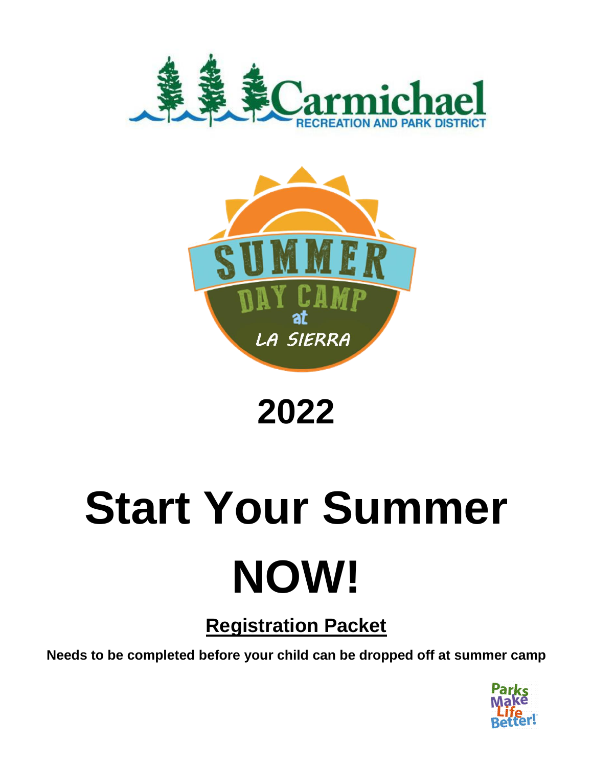Carmichael

RECREATION AND PARK DISTRICT

SUMMER DAY CAMP at LA SIERRA

# 2022

# Start Your Summer NOW!

## Registration Packet

**Needs to be completed before your child can be dropped off at summer camp**

Parks Make Life Better!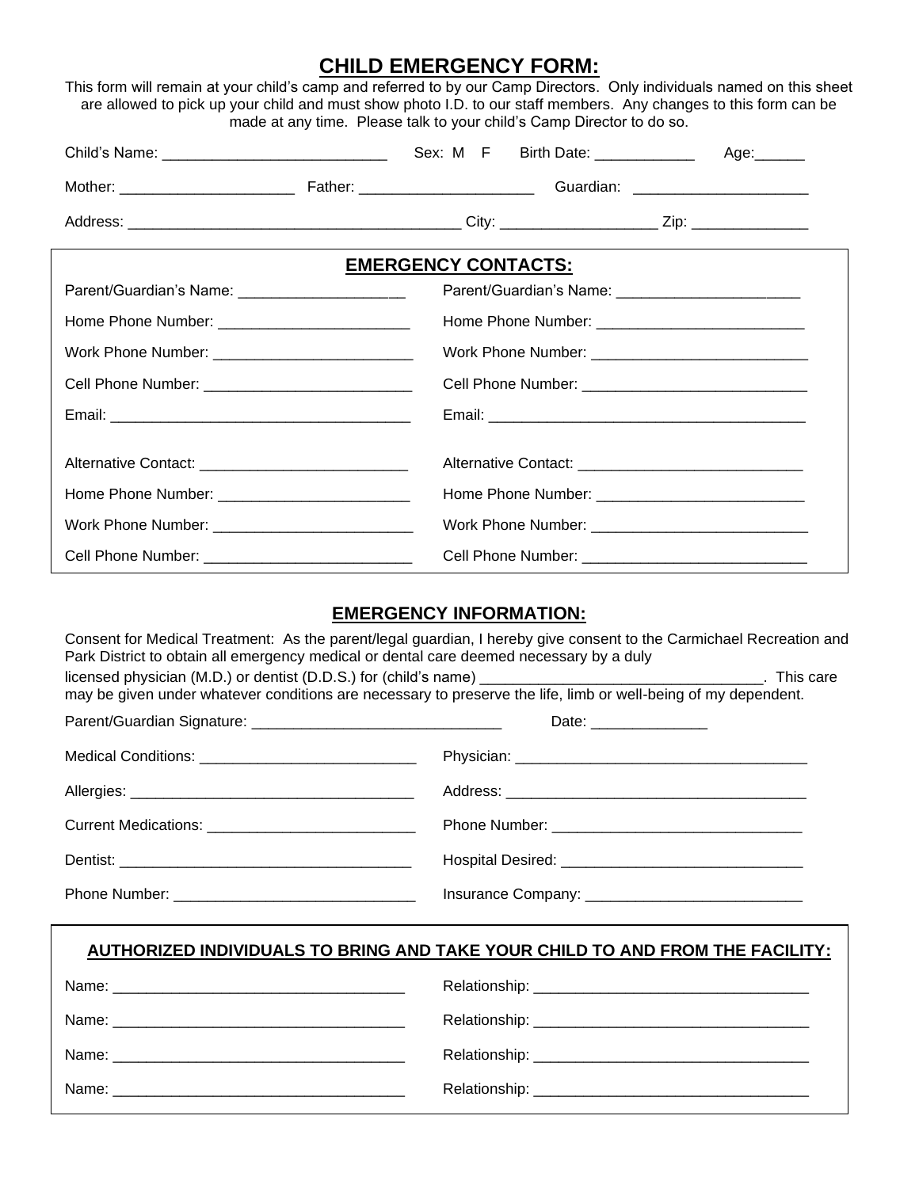# CHILD EMERGENCY FORM:

This form will remain at your child's camp and referred to by our Camp Directors. Only individuals named on this sheet are allowed to pick up your child and must show photo I.D. to our staff members. Any changes to this form can be made at any time. Please talk to your child's Camp Director to do so.

Child's Name: ___________________________ Sex: M F Birth Date: ____________ Age:______

Mother: ____________________ Father: ____________________ Guardian: _____________________

Address: ________________________________________ City: __________________ Zip: ______________

## EMERGENCY CONTACTS:

| | |
|---|---|
| Parent/Guardian's Name: ____________________ | Parent/Guardian's Name: ______________________ |
| Home Phone Number: _______________________ | Home Phone Number: _________________________ |
| Work Phone Number: ________________________ | Work Phone Number: __________________________ |
| Cell Phone Number: _________________________ | Cell Phone Number: ___________________________ |
| Email: ____________________________________ | Email: _______________________________________ |
| Alternative Contact: _________________________ | Alternative Contact: ___________________________ |
| Home Phone Number: _______________________ | Home Phone Number: _________________________ |
| Work Phone Number: ________________________ | Work Phone Number: __________________________ |
| Cell Phone Number: _________________________ | Cell Phone Number: ___________________________ |

## EMERGENCY INFORMATION:

Consent for Medical Treatment: As the parent/legal guardian, I hereby give consent to the Carmichael Recreation and Park District to obtain all emergency medical or dental care deemed necessary by a duly licensed physician (M.D.) or dentist (D.D.S.) for (child's name) _________________________________. This care may be given under whatever conditions are necessary to preserve the life, limb or well-being of my dependent.

Parent/Guardian Signature: ______________________________ Date: ______________

| | |
|---|---|
| Medical Conditions: __________________________ | Physician: ___________________________________ |
| Allergies: __________________________________ | Address: ____________________________________ |
| Current Medications: _________________________ | Phone Number: ______________________________ |
| Dentist: ___________________________________ | Hospital Desired: _____________________________ |
| Phone Number: _____________________________ | Insurance Company: __________________________ |

## AUTHORIZED INDIVIDUALS TO BRING AND TAKE YOUR CHILD TO AND FROM THE FACILITY:

| | |
|---|---|
| Name: __________________________________ | Relationship: ________________________________ |
| Name: __________________________________ | Relationship: ________________________________ |
| Name: __________________________________ | Relationship: ________________________________ |
| Name: __________________________________ | Relationship: ________________________________ |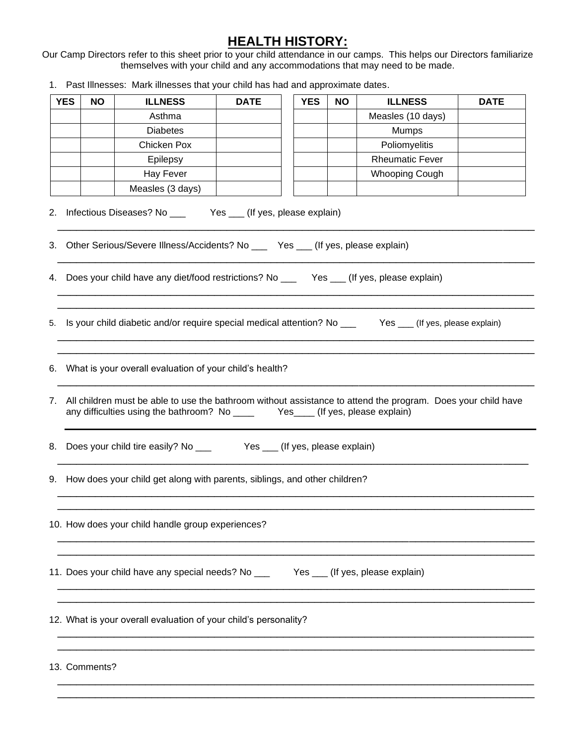## HEALTH HISTORY:

Our Camp Directors refer to this sheet prior to your child attendance in our camps. This helps our Directors familiarize themselves with your child and any accommodations that may need to be made.

1. Past Illnesses: Mark illnesses that your child has had and approximate dates.

| YES | NO | ILLNESS | DATE |
|---|---|---|---|
| | | Asthma | |
| | | Diabetes | |
| | | Chicken Pox | |
| | | Epilepsy | |
| | | Hay Fever | |
| | | Measles (3 days) | |
| | | Measles (10 days) | |
| | | Mumps | |
| | | Poliomyelitis | |
| | | Rheumatic Fever | |
| | | Whooping Cough | |
| | | | |

2. Infectious Diseases? No ___ Yes ___ (If yes, please explain)

_______________________________________________________________________________

3. Other Serious/Severe Illness/Accidents? No ___ Yes ___ (If yes, please explain)

_______________________________________________________________________________

4. Does your child have any diet/food restrictions? No ___ Yes ___ (If yes, please explain)

_______________________________________________________________________________
_______________________________________________________________________________

5. Is your child diabetic and/or require special medical attention? No ___ Yes ___ (If yes, please explain)

_______________________________________________________________________________
_______________________________________________________________________________

6. What is your overall evaluation of your child's health?

_______________________________________________________________________________

7. All children must be able to use the bathroom without assistance to attend the program. Does your child have any difficulties using the bathroom? No ____ Yes____ (If yes, please explain)

_______________________________________________________________________________

8. Does your child tire easily? No ___ Yes ___ (If yes, please explain)

_______________________________________________________________________________

9. How does your child get along with parents, siblings, and other children?

_______________________________________________________________________________
_______________________________________________________________________________

10. How does your child handle group experiences?

_______________________________________________________________________________
_______________________________________________________________________________

11. Does your child have any special needs? No ___ Yes ___ (If yes, please explain)

_______________________________________________________________________________
_______________________________________________________________________________

12. What is your overall evaluation of your child's personality?

_______________________________________________________________________________
_______________________________________________________________________________

13. Comments?

_______________________________________________________________________________
_______________________________________________________________________________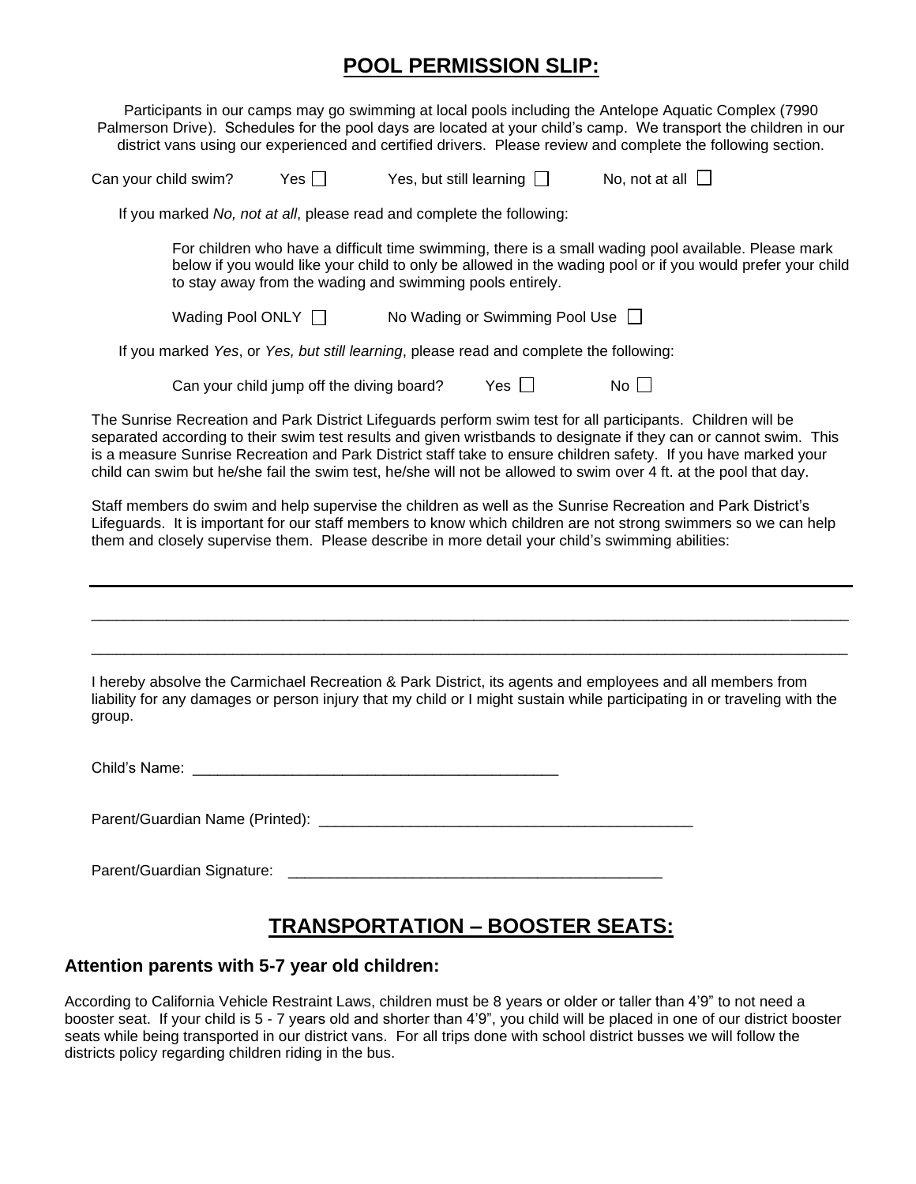## **POOL PERMISSION SLIP:**

Participants in our camps may go swimming at local pools including the Antelope Aquatic Complex (7990 Palmerson Drive). Schedules for the pool days are located at your child's camp. We transport the children in our district vans using our experienced and certified drivers. Please review and complete the following section.

Can your child swim? Yes ☐ Yes, but still learning ☐ No, not at all ☐

If you marked *No, not at all*, please read and complete the following:

For children who have a difficult time swimming, there is a small wading pool available. Please mark below if you would like your child to only be allowed in the wading pool or if you would prefer your child to stay away from the wading and swimming pools entirely.

Wading Pool ONLY ☐ No Wading or Swimming Pool Use ☐

If you marked *Yes*, or *Yes, but still learning*, please read and complete the following:

Can your child jump off the diving board? Yes ☐ No ☐

The Sunrise Recreation and Park District Lifeguards perform swim test for all participants. Children will be separated according to their swim test results and given wristbands to designate if they can or cannot swim. This is a measure Sunrise Recreation and Park District staff take to ensure children safety. If you have marked your child can swim but he/she fail the swim test, he/she will not be allowed to swim over 4 ft. at the pool that day.

Staff members do swim and help supervise the children as well as the Sunrise Recreation and Park District's Lifeguards. It is important for our staff members to know which children are not strong swimmers so we can help them and closely supervise them. Please describe in more detail your child's swimming abilities:

_______________________________________________________________________________

_______________________________________________________________________________

_______________________________________________________________________________

I hereby absolve the Carmichael Recreation & Park District, its agents and employees and all members from liability for any damages or person injury that my child or I might sustain while participating in or traveling with the group.

Child's Name: ____________________________________________

Parent/Guardian Name (Printed): ____________________________________________

Parent/Guardian Signature: ____________________________________________

## **TRANSPORTATION – BOOSTER SEATS:**

### **Attention parents with 5-7 year old children:**

According to California Vehicle Restraint Laws, children must be 8 years or older or taller than 4'9" to not need a booster seat. If your child is 5 - 7 years old and shorter than 4'9", you child will be placed in one of our district booster seats while being transported in our district vans. For all trips done with school district busses we will follow the districts policy regarding children riding in the bus.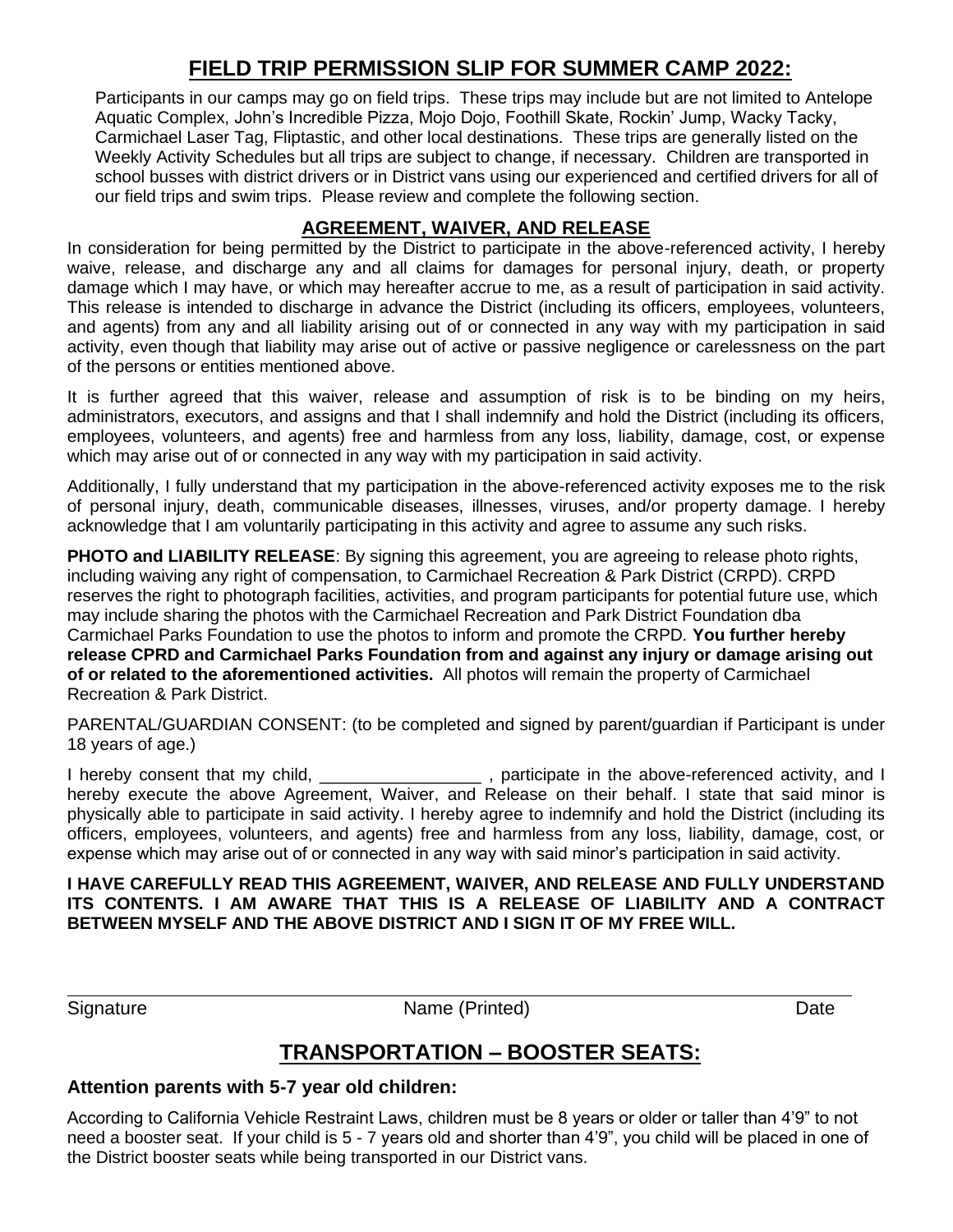## FIELD TRIP PERMISSION SLIP FOR SUMMER CAMP 2022:

Participants in our camps may go on field trips. These trips may include but are not limited to Antelope Aquatic Complex, John's Incredible Pizza, Mojo Dojo, Foothill Skate, Rockin' Jump, Wacky Tacky, Carmichael Laser Tag, Fliptastic, and other local destinations. These trips are generally listed on the Weekly Activity Schedules but all trips are subject to change, if necessary. Children are transported in school busses with district drivers or in District vans using our experienced and certified drivers for all of our field trips and swim trips. Please review and complete the following section.

### AGREEMENT, WAIVER, AND RELEASE

In consideration for being permitted by the District to participate in the above-referenced activity, I hereby waive, release, and discharge any and all claims for damages for personal injury, death, or property damage which I may have, or which may hereafter accrue to me, as a result of participation in said activity. This release is intended to discharge in advance the District (including its officers, employees, volunteers, and agents) from any and all liability arising out of or connected in any way with my participation in said activity, even though that liability may arise out of active or passive negligence or carelessness on the part of the persons or entities mentioned above.

It is further agreed that this waiver, release and assumption of risk is to be binding on my heirs, administrators, executors, and assigns and that I shall indemnify and hold the District (including its officers, employees, volunteers, and agents) free and harmless from any loss, liability, damage, cost, or expense which may arise out of or connected in any way with my participation in said activity.

Additionally, I fully understand that my participation in the above-referenced activity exposes me to the risk of personal injury, death, communicable diseases, illnesses, viruses, and/or property damage. I hereby acknowledge that I am voluntarily participating in this activity and agree to assume any such risks.

**PHOTO and LIABILITY RELEASE**: By signing this agreement, you are agreeing to release photo rights, including waiving any right of compensation, to Carmichael Recreation & Park District (CRPD). CRPD reserves the right to photograph facilities, activities, and program participants for potential future use, which may include sharing the photos with the Carmichael Recreation and Park District Foundation dba Carmichael Parks Foundation to use the photos to inform and promote the CRPD. **You further hereby release CPRD and Carmichael Parks Foundation from and against any injury or damage arising out of or related to the aforementioned activities.** All photos will remain the property of Carmichael Recreation & Park District.

PARENTAL/GUARDIAN CONSENT: (to be completed and signed by parent/guardian if Participant is under 18 years of age.)

I hereby consent that my child, _________________ , participate in the above-referenced activity, and I hereby execute the above Agreement, Waiver, and Release on their behalf. I state that said minor is physically able to participate in said activity. I hereby agree to indemnify and hold the District (including its officers, employees, volunteers, and agents) free and harmless from any loss, liability, damage, cost, or expense which may arise out of or connected in any way with said minor's participation in said activity.

**I HAVE CAREFULLY READ THIS AGREEMENT, WAIVER, AND RELEASE AND FULLY UNDERSTAND ITS CONTENTS. I AM AWARE THAT THIS IS A RELEASE OF LIABILITY AND A CONTRACT BETWEEN MYSELF AND THE ABOVE DISTRICT AND I SIGN IT OF MY FREE WILL.**

_______________________________________________________________

Signature Name (Printed) Date

## TRANSPORTATION – BOOSTER SEATS:

**Attention parents with 5-7 year old children:**

According to California Vehicle Restraint Laws, children must be 8 years or older or taller than 4'9" to not need a booster seat. If your child is 5 - 7 years old and shorter than 4'9", you child will be placed in one of the District booster seats while being transported in our District vans.